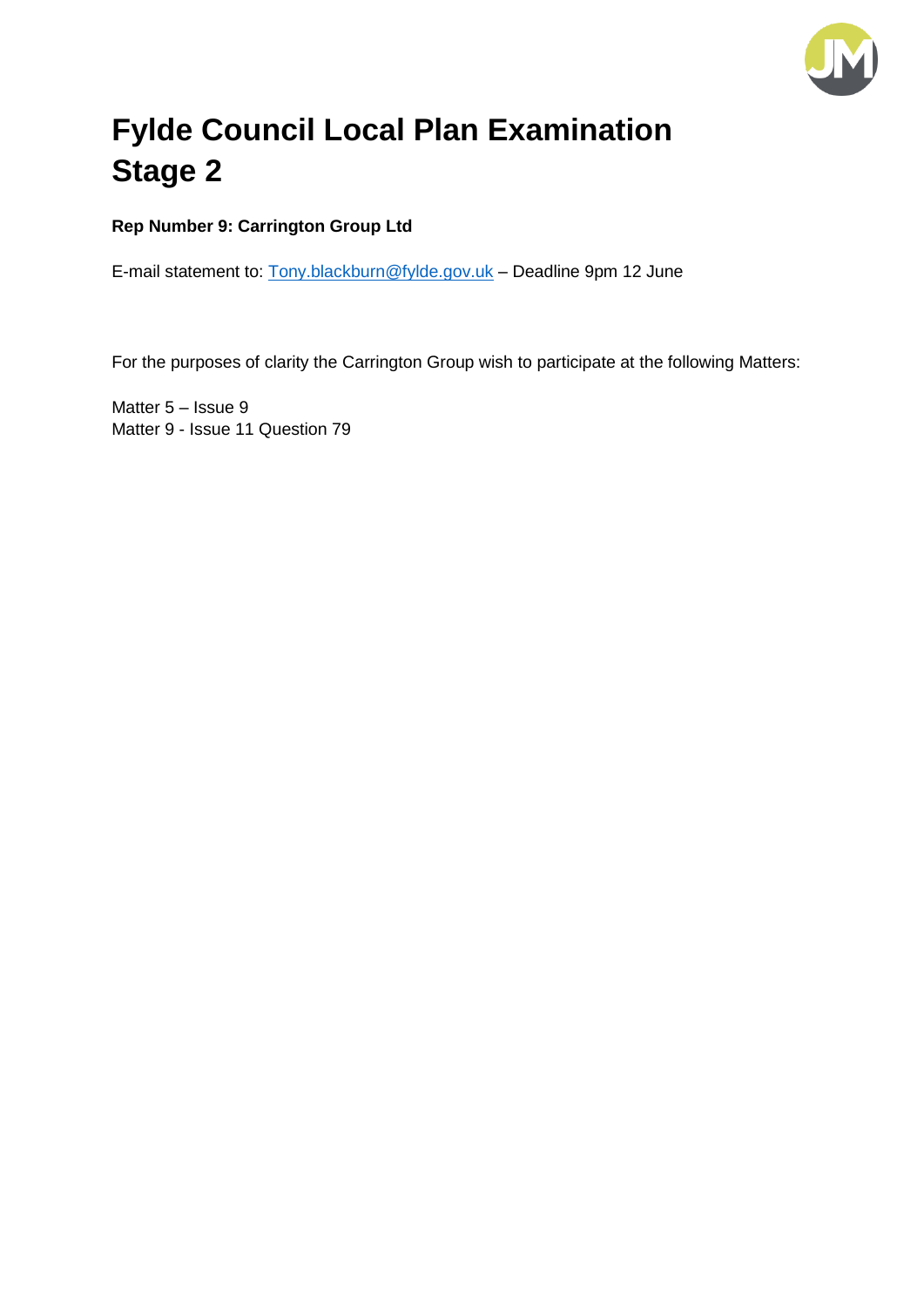# Fylde Council Local Plan Examination Stage 2

**Rep Number 9: Carrington Group Ltd**

E-mail statement to: Tony.blackburn@fylde.gov.uk – Deadline 9pm 12 June

For the purposes of clarity the Carrington Group wish to participate at the following Matters:

Matter 5 – Issue 9
Matter 9 - Issue 11 Question 79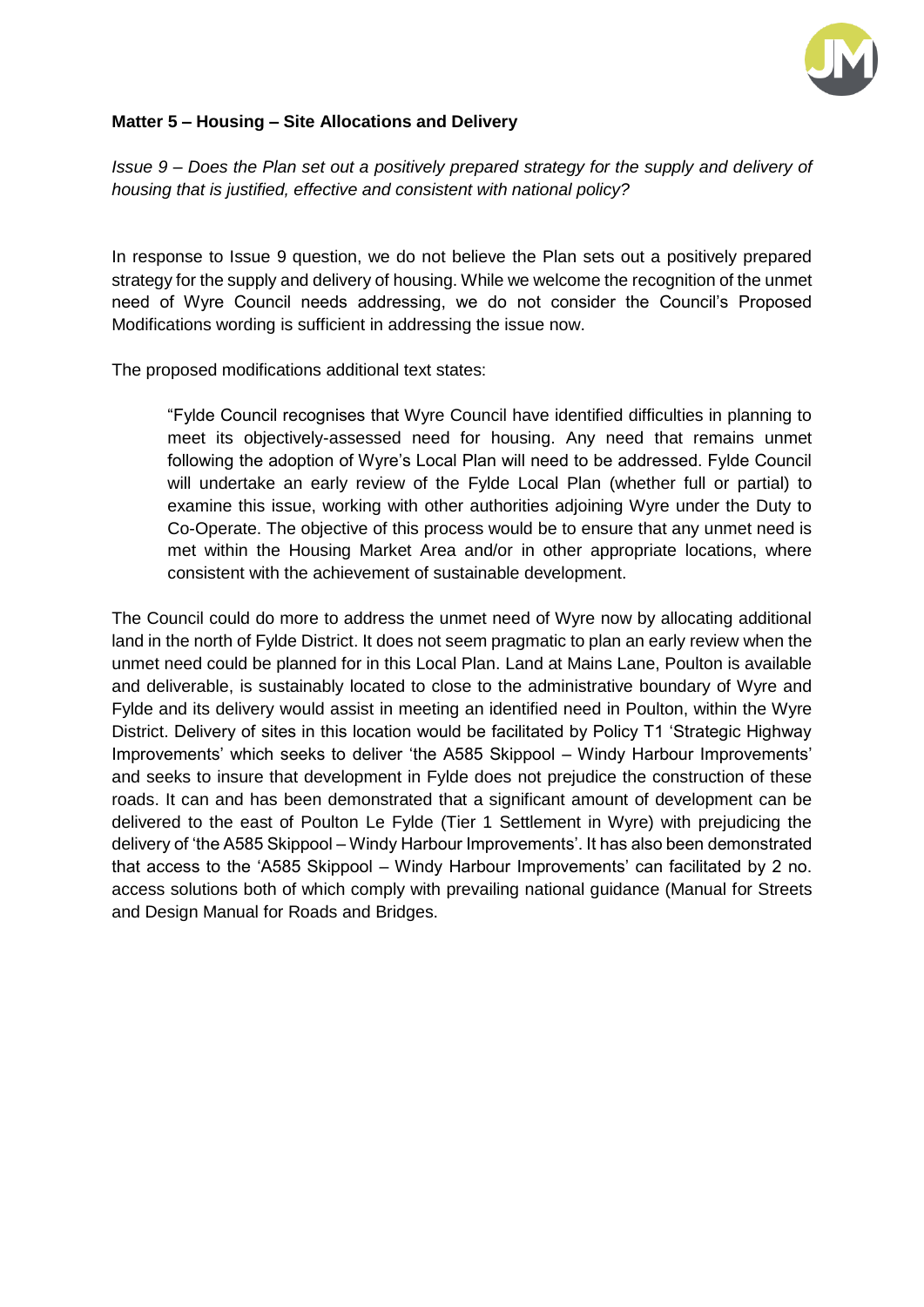**Matter 5 – Housing – Site Allocations and Delivery**

*Issue 9 – Does the Plan set out a positively prepared strategy for the supply and delivery of housing that is justified, effective and consistent with national policy?*

In response to Issue 9 question, we do not believe the Plan sets out a positively prepared strategy for the supply and delivery of housing. While we welcome the recognition of the unmet need of Wyre Council needs addressing, we do not consider the Council's Proposed Modifications wording is sufficient in addressing the issue now.

The proposed modifications additional text states:

> "Fylde Council recognises that Wyre Council have identified difficulties in planning to meet its objectively-assessed need for housing. Any need that remains unmet following the adoption of Wyre's Local Plan will need to be addressed. Fylde Council will undertake an early review of the Fylde Local Plan (whether full or partial) to examine this issue, working with other authorities adjoining Wyre under the Duty to Co-Operate. The objective of this process would be to ensure that any unmet need is met within the Housing Market Area and/or in other appropriate locations, where consistent with the achievement of sustainable development.

The Council could do more to address the unmet need of Wyre now by allocating additional land in the north of Fylde District. It does not seem pragmatic to plan an early review when the unmet need could be planned for in this Local Plan. Land at Mains Lane, Poulton is available and deliverable, is sustainably located to close to the administrative boundary of Wyre and Fylde and its delivery would assist in meeting an identified need in Poulton, within the Wyre District. Delivery of sites in this location would be facilitated by Policy T1 'Strategic Highway Improvements' which seeks to deliver 'the A585 Skippool – Windy Harbour Improvements' and seeks to insure that development in Fylde does not prejudice the construction of these roads. It can and has been demonstrated that a significant amount of development can be delivered to the east of Poulton Le Fylde (Tier 1 Settlement in Wyre) with prejudicing the delivery of 'the A585 Skippool – Windy Harbour Improvements'. It has also been demonstrated that access to the 'A585 Skippool – Windy Harbour Improvements' can facilitated by 2 no. access solutions both of which comply with prevailing national guidance (Manual for Streets and Design Manual for Roads and Bridges.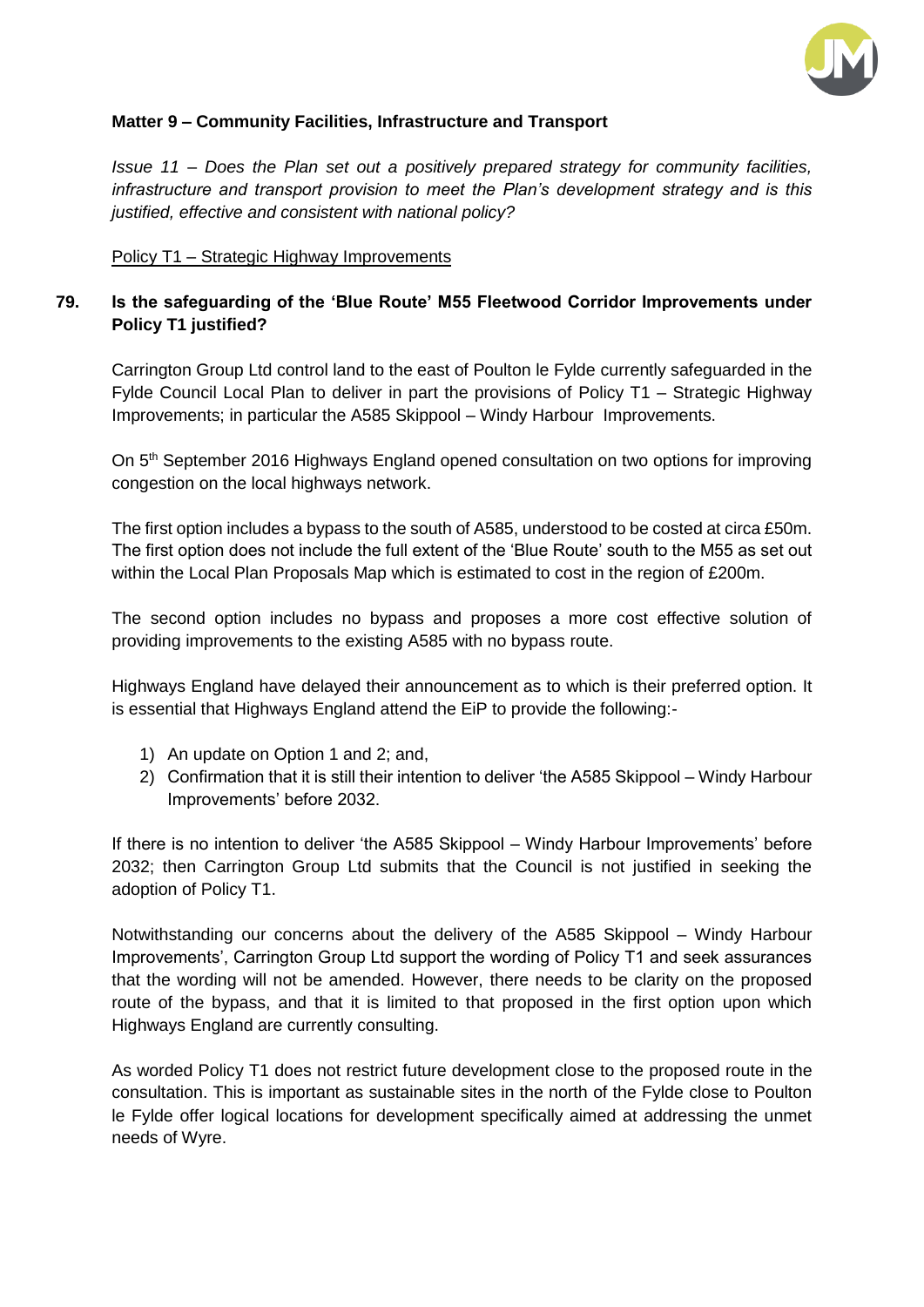**Matter 9 – Community Facilities, Infrastructure and Transport**

*Issue 11 – Does the Plan set out a positively prepared strategy for community facilities, infrastructure and transport provision to meet the Plan's development strategy and is this justified, effective and consistent with national policy?*

Policy T1 – Strategic Highway Improvements

**79. Is the safeguarding of the 'Blue Route' M55 Fleetwood Corridor Improvements under Policy T1 justified?**

Carrington Group Ltd control land to the east of Poulton le Fylde currently safeguarded in the Fylde Council Local Plan to deliver in part the provisions of Policy T1 – Strategic Highway Improvements; in particular the A585 Skippool – Windy Harbour Improvements.

On 5th September 2016 Highways England opened consultation on two options for improving congestion on the local highways network.

The first option includes a bypass to the south of A585, understood to be costed at circa £50m. The first option does not include the full extent of the 'Blue Route' south to the M55 as set out within the Local Plan Proposals Map which is estimated to cost in the region of £200m.

The second option includes no bypass and proposes a more cost effective solution of providing improvements to the existing A585 with no bypass route.

Highways England have delayed their announcement as to which is their preferred option. It is essential that Highways England attend the EiP to provide the following:-

1) An update on Option 1 and 2; and,
2) Confirmation that it is still their intention to deliver 'the A585 Skippool – Windy Harbour Improvements' before 2032.

If there is no intention to deliver 'the A585 Skippool – Windy Harbour Improvements' before 2032; then Carrington Group Ltd submits that the Council is not justified in seeking the adoption of Policy T1.

Notwithstanding our concerns about the delivery of the A585 Skippool – Windy Harbour Improvements', Carrington Group Ltd support the wording of Policy T1 and seek assurances that the wording will not be amended. However, there needs to be clarity on the proposed route of the bypass, and that it is limited to that proposed in the first option upon which Highways England are currently consulting.

As worded Policy T1 does not restrict future development close to the proposed route in the consultation. This is important as sustainable sites in the north of the Fylde close to Poulton le Fylde offer logical locations for development specifically aimed at addressing the unmet needs of Wyre.